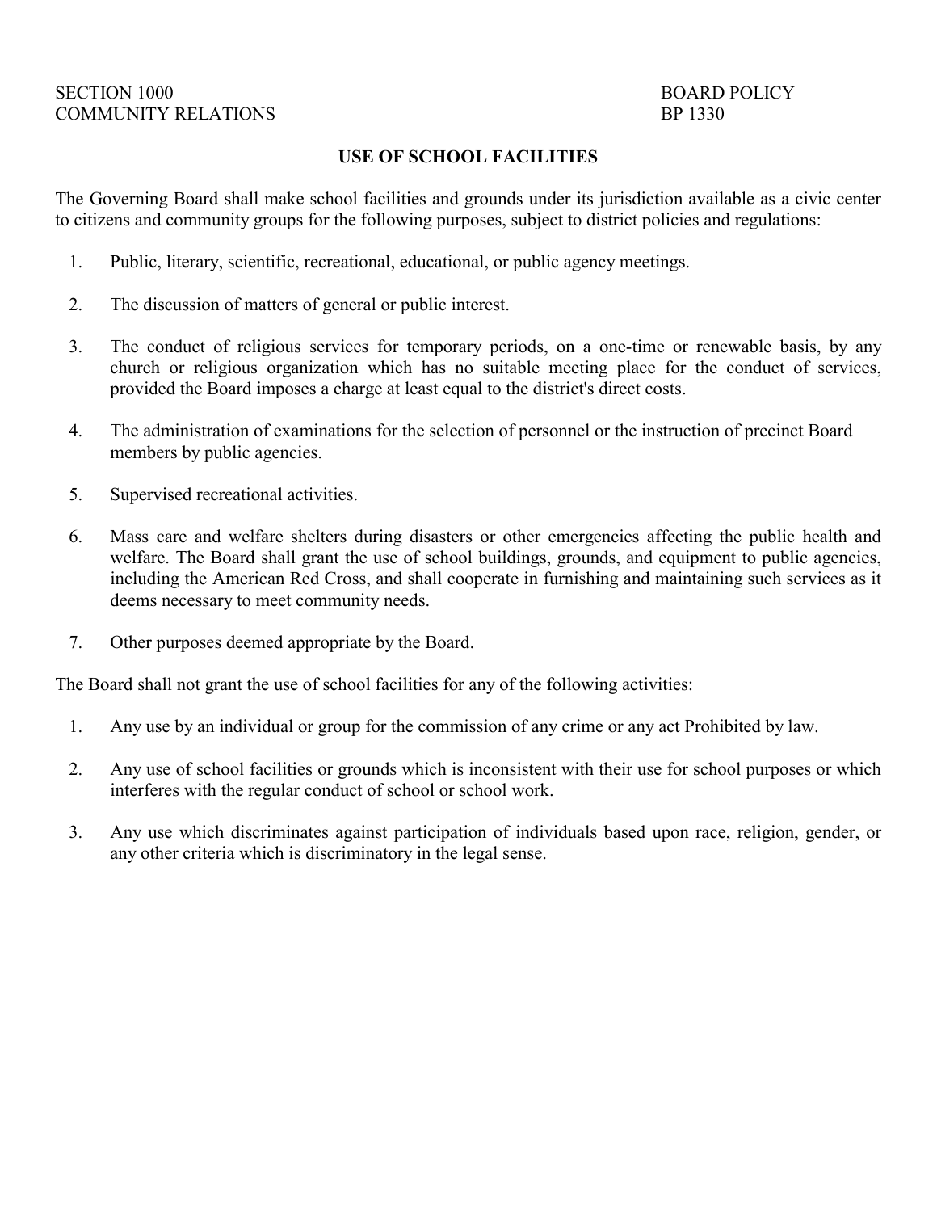SECTION 1000
COMMUNITY RELATIONS

BOARD POLICY
BP 1330

# USE OF SCHOOL FACILITIES

The Governing Board shall make school facilities and grounds under its jurisdiction available as a civic center to citizens and community groups for the following purposes, subject to district policies and regulations:

1. Public, literary, scientific, recreational, educational, or public agency meetings.

2. The discussion of matters of general or public interest.

3. The conduct of religious services for temporary periods, on a one-time or renewable basis, by any church or religious organization which has no suitable meeting place for the conduct of services, provided the Board imposes a charge at least equal to the district's direct costs.

4. The administration of examinations for the selection of personnel or the instruction of precinct Board members by public agencies.

5. Supervised recreational activities.

6. Mass care and welfare shelters during disasters or other emergencies affecting the public health and welfare. The Board shall grant the use of school buildings, grounds, and equipment to public agencies, including the American Red Cross, and shall cooperate in furnishing and maintaining such services as it deems necessary to meet community needs.

7. Other purposes deemed appropriate by the Board.

The Board shall not grant the use of school facilities for any of the following activities:

1. Any use by an individual or group for the commission of any crime or any act Prohibited by law.

2. Any use of school facilities or grounds which is inconsistent with their use for school purposes or which interferes with the regular conduct of school or school work.

3. Any use which discriminates against participation of individuals based upon race, religion, gender, or any other criteria which is discriminatory in the legal sense.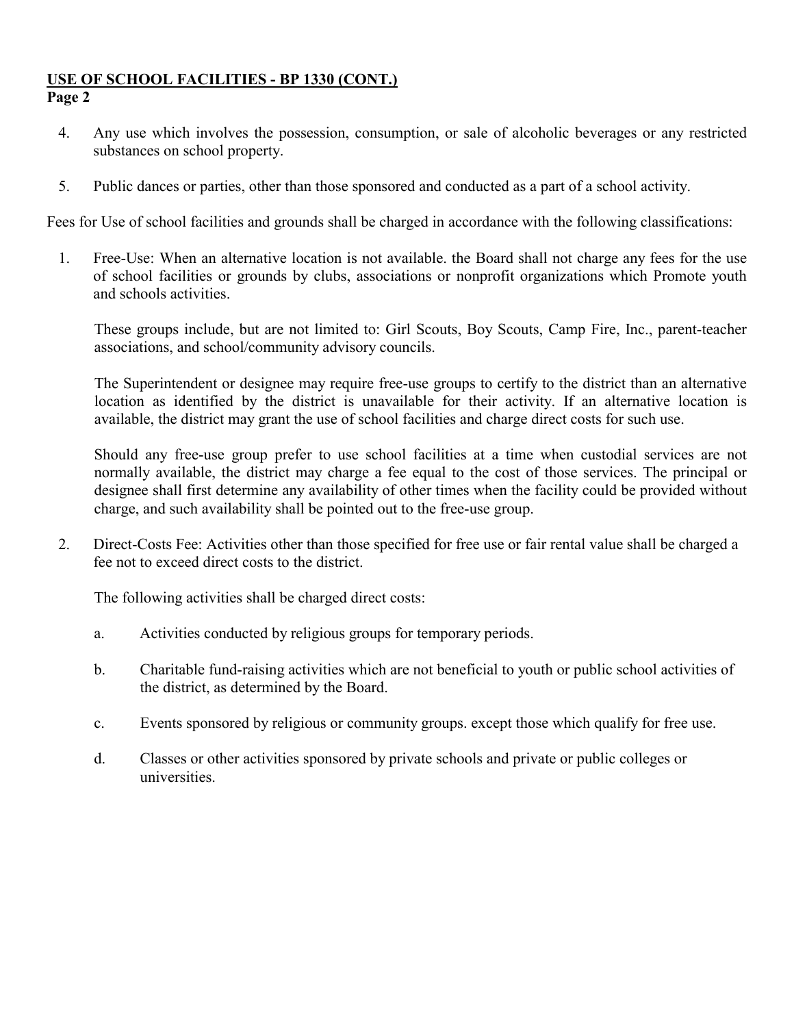**USE OF SCHOOL FACILITIES - BP 1330 (CONT.)**
**Page 2**

4. Any use which involves the possession, consumption, or sale of alcoholic beverages or any restricted substances on school property.

5. Public dances or parties, other than those sponsored and conducted as a part of a school activity.

Fees for Use of school facilities and grounds shall be charged in accordance with the following classifications:

1. Free-Use: When an alternative location is not available. the Board shall not charge any fees for the use of school facilities or grounds by clubs, associations or nonprofit organizations which Promote youth and schools activities.

   These groups include, but are not limited to: Girl Scouts, Boy Scouts, Camp Fire, Inc., parent-teacher associations, and school/community advisory councils.

   The Superintendent or designee may require free-use groups to certify to the district than an alternative location as identified by the district is unavailable for their activity. If an alternative location is available, the district may grant the use of school facilities and charge direct costs for such use.

   Should any free-use group prefer to use school facilities at a time when custodial services are not normally available, the district may charge a fee equal to the cost of those services. The principal or designee shall first determine any availability of other times when the facility could be provided without charge, and such availability shall be pointed out to the free-use group.

2. Direct-Costs Fee: Activities other than those specified for free use or fair rental value shall be charged a fee not to exceed direct costs to the district.

   The following activities shall be charged direct costs:

   a. Activities conducted by religious groups for temporary periods.

   b. Charitable fund-raising activities which are not beneficial to youth or public school activities of the district, as determined by the Board.

   c. Events sponsored by religious or community groups. except those which qualify for free use.

   d. Classes or other activities sponsored by private schools and private or public colleges or universities.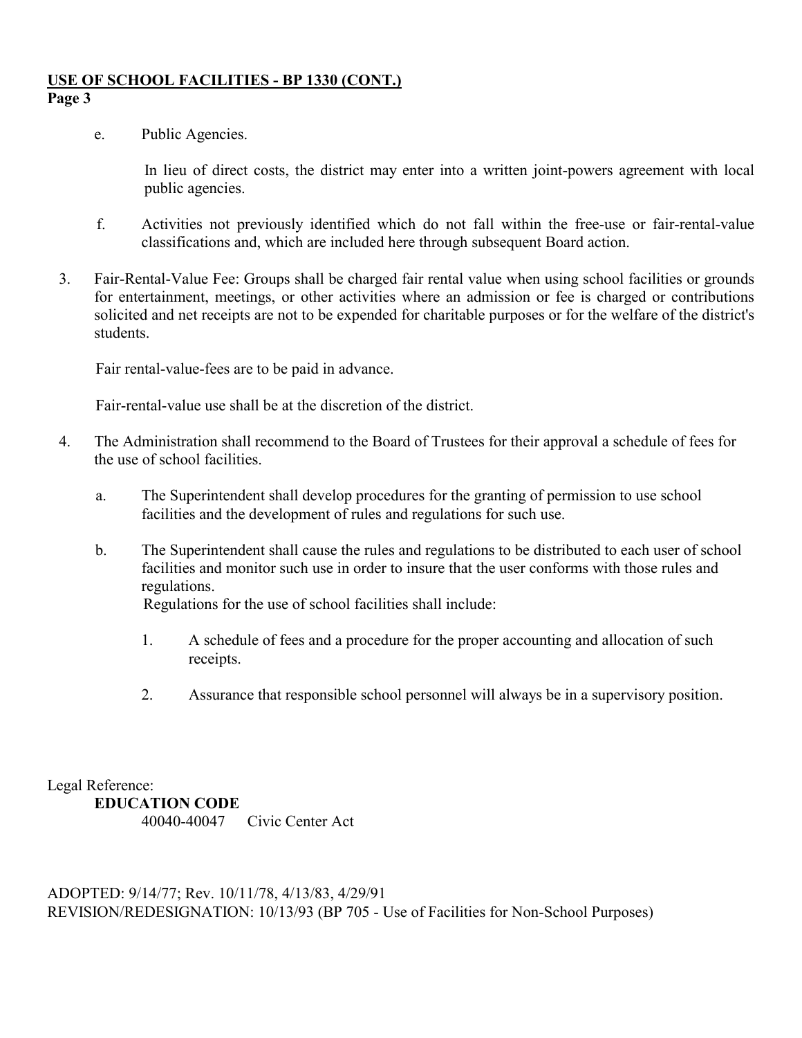e. Public Agencies.

In lieu of direct costs, the district may enter into a written joint-powers agreement with local public agencies.

f. Activities not previously identified which do not fall within the free-use or fair-rental-value classifications and, which are included here through subsequent Board action.

3. Fair-Rental-Value Fee: Groups shall be charged fair rental value when using school facilities or grounds for entertainment, meetings, or other activities where an admission or fee is charged or contributions solicited and net receipts are not to be expended for charitable purposes or for the welfare of the district's students.

   Fair rental-value-fees are to be paid in advance.

   Fair-rental-value use shall be at the discretion of the district.

4. The Administration shall recommend to the Board of Trustees for their approval a schedule of fees for the use of school facilities.

   a. The Superintendent shall develop procedures for the granting of permission to use school facilities and the development of rules and regulations for such use.

   b. The Superintendent shall cause the rules and regulations to be distributed to each user of school facilities and monitor such use in order to insure that the user conforms with those rules and regulations.
      Regulations for the use of school facilities shall include:

      1. A schedule of fees and a procedure for the proper accounting and allocation of such receipts.

      2. Assurance that responsible school personnel will always be in a supervisory position.

Legal Reference:
**EDUCATION CODE**
40040-40047 Civic Center Act

ADOPTED: 9/14/77; Rev. 10/11/78, 4/13/83, 4/29/91
REVISION/REDESIGNATION: 10/13/93 (BP 705 - Use of Facilities for Non-School Purposes)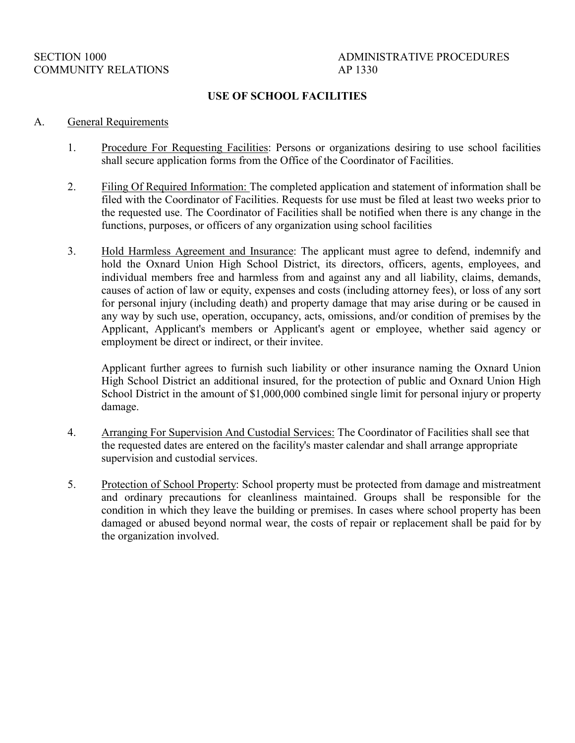SECTION 1000
COMMUNITY RELATIONS

ADMINISTRATIVE PROCEDURES
AP 1330

# USE OF SCHOOL FACILITIES

A. General Requirements

1. Procedure For Requesting Facilities: Persons or organizations desiring to use school facilities shall secure application forms from the Office of the Coordinator of Facilities.

2. Filing Of Required Information: The completed application and statement of information shall be filed with the Coordinator of Facilities. Requests for use must be filed at least two weeks prior to the requested use. The Coordinator of Facilities shall be notified when there is any change in the functions, purposes, or officers of any organization using school facilities

3. Hold Harmless Agreement and Insurance: The applicant must agree to defend, indemnify and hold the Oxnard Union High School District, its directors, officers, agents, employees, and individual members free and harmless from and against any and all liability, claims, demands, causes of action of law or equity, expenses and costs (including attorney fees), or loss of any sort for personal injury (including death) and property damage that may arise during or be caused in any way by such use, operation, occupancy, acts, omissions, and/or condition of premises by the Applicant, Applicant's members or Applicant's agent or employee, whether said agency or employment be direct or indirect, or their invitee.

   Applicant further agrees to furnish such liability or other insurance naming the Oxnard Union High School District an additional insured, for the protection of public and Oxnard Union High School District in the amount of $1,000,000 combined single limit for personal injury or property damage.

4. Arranging For Supervision And Custodial Services: The Coordinator of Facilities shall see that the requested dates are entered on the facility's master calendar and shall arrange appropriate supervision and custodial services.

5. Protection of School Property: School property must be protected from damage and mistreatment and ordinary precautions for cleanliness maintained. Groups shall be responsible for the condition in which they leave the building or premises. In cases where school property has been damaged or abused beyond normal wear, the costs of repair or replacement shall be paid for by the organization involved.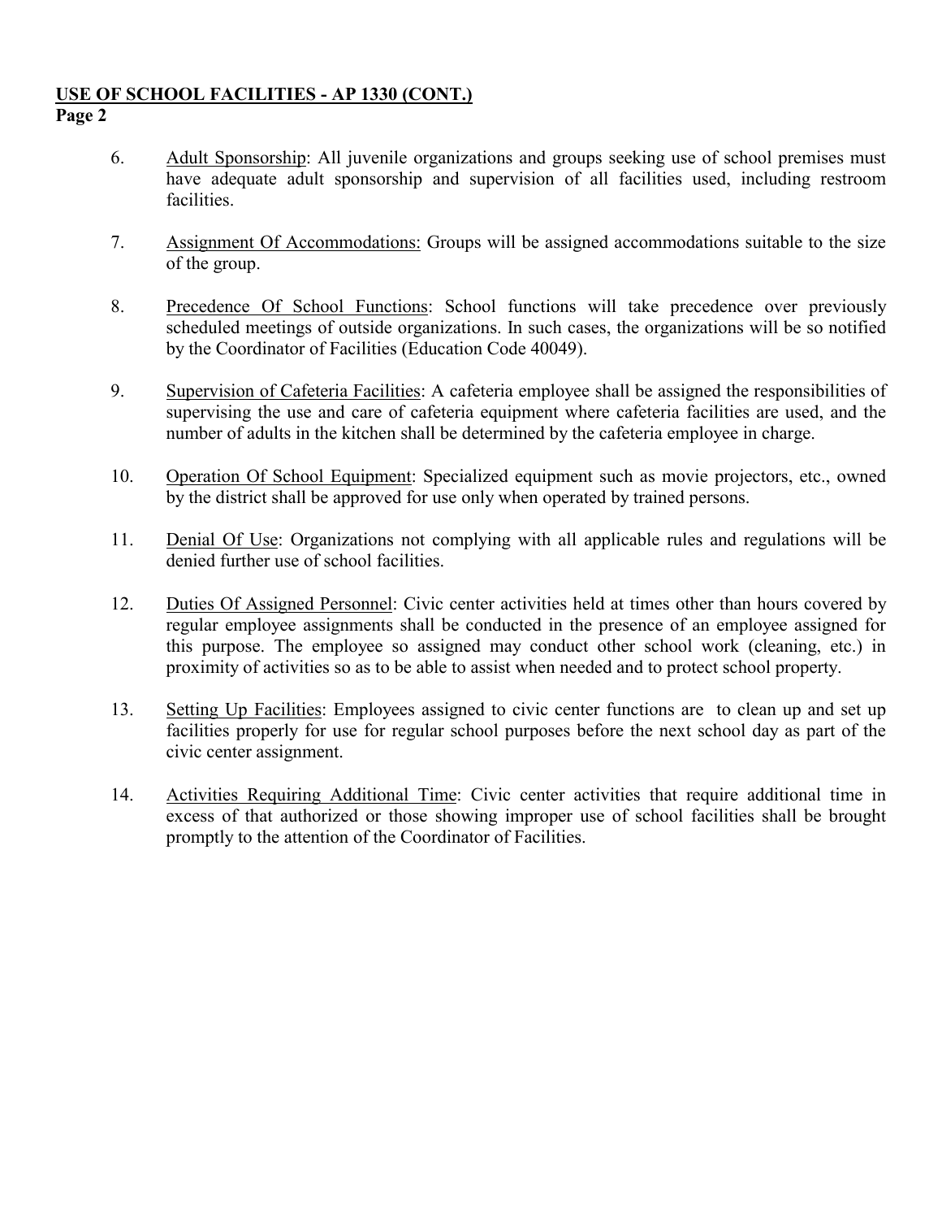**USE OF SCHOOL FACILITIES - AP 1330 (CONT.)**
**Page 2**

6. Adult Sponsorship: All juvenile organizations and groups seeking use of school premises must have adequate adult sponsorship and supervision of all facilities used, including restroom facilities.

7. Assignment Of Accommodations: Groups will be assigned accommodations suitable to the size of the group.

8. Precedence Of School Functions: School functions will take precedence over previously scheduled meetings of outside organizations. In such cases, the organizations will be so notified by the Coordinator of Facilities (Education Code 40049).

9. Supervision of Cafeteria Facilities: A cafeteria employee shall be assigned the responsibilities of supervising the use and care of cafeteria equipment where cafeteria facilities are used, and the number of adults in the kitchen shall be determined by the cafeteria employee in charge.

10. Operation Of School Equipment: Specialized equipment such as movie projectors, etc., owned by the district shall be approved for use only when operated by trained persons.

11. Denial Of Use: Organizations not complying with all applicable rules and regulations will be denied further use of school facilities.

12. Duties Of Assigned Personnel: Civic center activities held at times other than hours covered by regular employee assignments shall be conducted in the presence of an employee assigned for this purpose. The employee so assigned may conduct other school work (cleaning, etc.) in proximity of activities so as to be able to assist when needed and to protect school property.

13. Setting Up Facilities: Employees assigned to civic center functions are to clean up and set up facilities properly for use for regular school purposes before the next school day as part of the civic center assignment.

14. Activities Requiring Additional Time: Civic center activities that require additional time in excess of that authorized or those showing improper use of school facilities shall be brought promptly to the attention of the Coordinator of Facilities.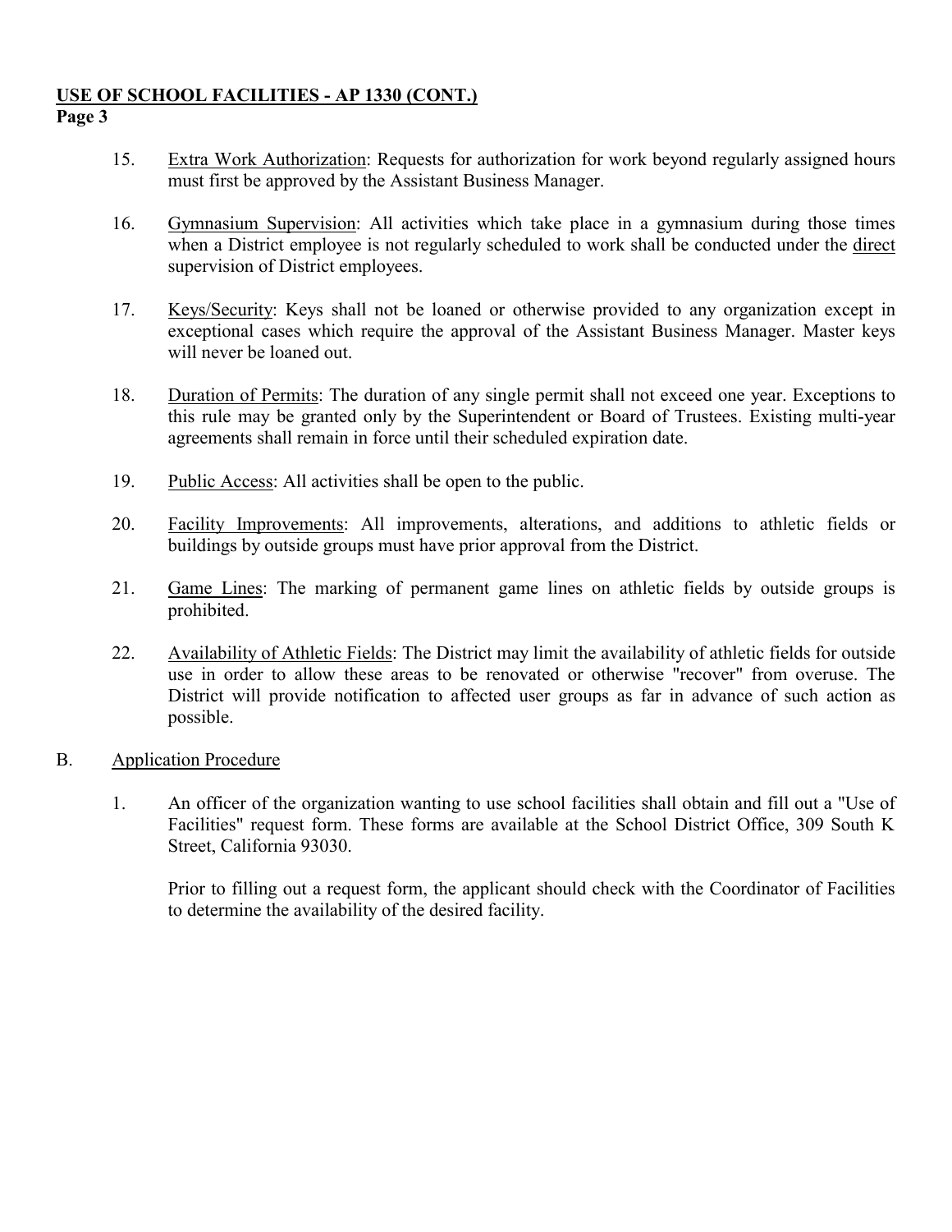15. Extra Work Authorization: Requests for authorization for work beyond regularly assigned hours must first be approved by the Assistant Business Manager.

16. Gymnasium Supervision: All activities which take place in a gymnasium during those times when a District employee is not regularly scheduled to work shall be conducted under the direct supervision of District employees.

17. Keys/Security: Keys shall not be loaned or otherwise provided to any organization except in exceptional cases which require the approval of the Assistant Business Manager. Master keys will never be loaned out.

18. Duration of Permits: The duration of any single permit shall not exceed one year. Exceptions to this rule may be granted only by the Superintendent or Board of Trustees. Existing multi-year agreements shall remain in force until their scheduled expiration date.

19. Public Access: All activities shall be open to the public.

20. Facility Improvements: All improvements, alterations, and additions to athletic fields or buildings by outside groups must have prior approval from the District.

21. Game Lines: The marking of permanent game lines on athletic fields by outside groups is prohibited.

22. Availability of Athletic Fields: The District may limit the availability of athletic fields for outside use in order to allow these areas to be renovated or otherwise "recover" from overuse. The District will provide notification to affected user groups as far in advance of such action as possible.

B. Application Procedure

1. An officer of the organization wanting to use school facilities shall obtain and fill out a "Use of Facilities" request form. These forms are available at the School District Office, 309 South K Street, California 93030.

   Prior to filling out a request form, the applicant should check with the Coordinator of Facilities to determine the availability of the desired facility.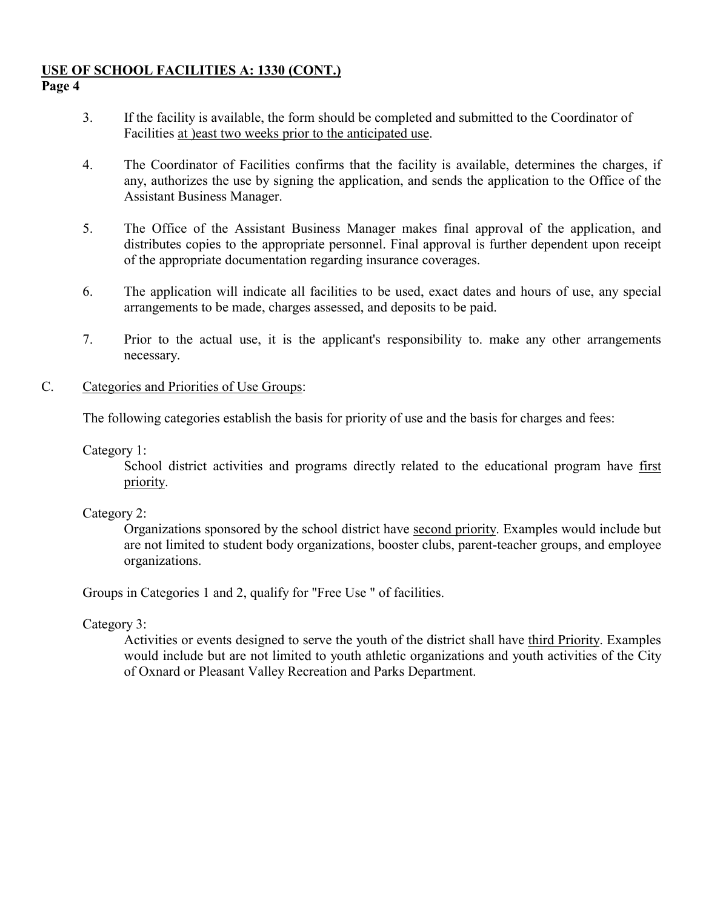3. If the facility is available, the form should be completed and submitted to the Coordinator of Facilities at )east two weeks prior to the anticipated use.

4. The Coordinator of Facilities confirms that the facility is available, determines the charges, if any, authorizes the use by signing the application, and sends the application to the Office of the Assistant Business Manager.

5. The Office of the Assistant Business Manager makes final approval of the application, and distributes copies to the appropriate personnel. Final approval is further dependent upon receipt of the appropriate documentation regarding insurance coverages.

6. The application will indicate all facilities to be used, exact dates and hours of use, any special arrangements to be made, charges assessed, and deposits to be paid.

7. Prior to the actual use, it is the applicant's responsibility to. make any other arrangements necessary.

C. Categories and Priorities of Use Groups:

The following categories establish the basis for priority of use and the basis for charges and fees:

Category 1:

School district activities and programs directly related to the educational program have first priority.

Category 2:

Organizations sponsored by the school district have second priority. Examples would include but are not limited to student body organizations, booster clubs, parent-teacher groups, and employee organizations.

Groups in Categories 1 and 2, qualify for "Free Use " of facilities.

Category 3:

Activities or events designed to serve the youth of the district shall have third Priority. Examples would include but are not limited to youth athletic organizations and youth activities of the City of Oxnard or Pleasant Valley Recreation and Parks Department.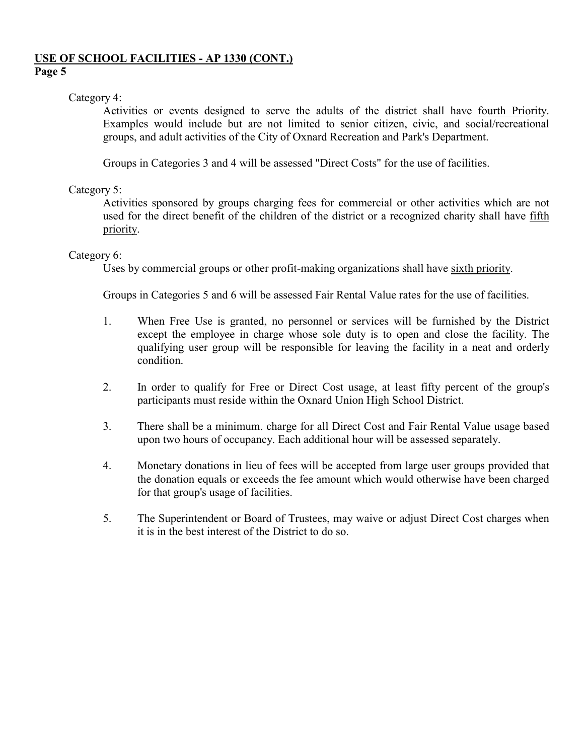Category 4:

Activities or events designed to serve the adults of the district shall have fourth Priority. Examples would include but are not limited to senior citizen, civic, and social/recreational groups, and adult activities of the City of Oxnard Recreation and Park's Department.

Groups in Categories 3 and 4 will be assessed "Direct Costs" for the use of facilities.

Category 5:

Activities sponsored by groups charging fees for commercial or other activities which are not used for the direct benefit of the children of the district or a recognized charity shall have fifth priority.

Category 6:

Uses by commercial groups or other profit-making organizations shall have sixth priority.

Groups in Categories 5 and 6 will be assessed Fair Rental Value rates for the use of facilities.

1. When Free Use is granted, no personnel or services will be furnished by the District except the employee in charge whose sole duty is to open and close the facility. The qualifying user group will be responsible for leaving the facility in a neat and orderly condition.

2. In order to qualify for Free or Direct Cost usage, at least fifty percent of the group's participants must reside within the Oxnard Union High School District.

3. There shall be a minimum. charge for all Direct Cost and Fair Rental Value usage based upon two hours of occupancy. Each additional hour will be assessed separately.

4. Monetary donations in lieu of fees will be accepted from large user groups provided that the donation equals or exceeds the fee amount which would otherwise have been charged for that group's usage of facilities.

5. The Superintendent or Board of Trustees, may waive or adjust Direct Cost charges when it is in the best interest of the District to do so.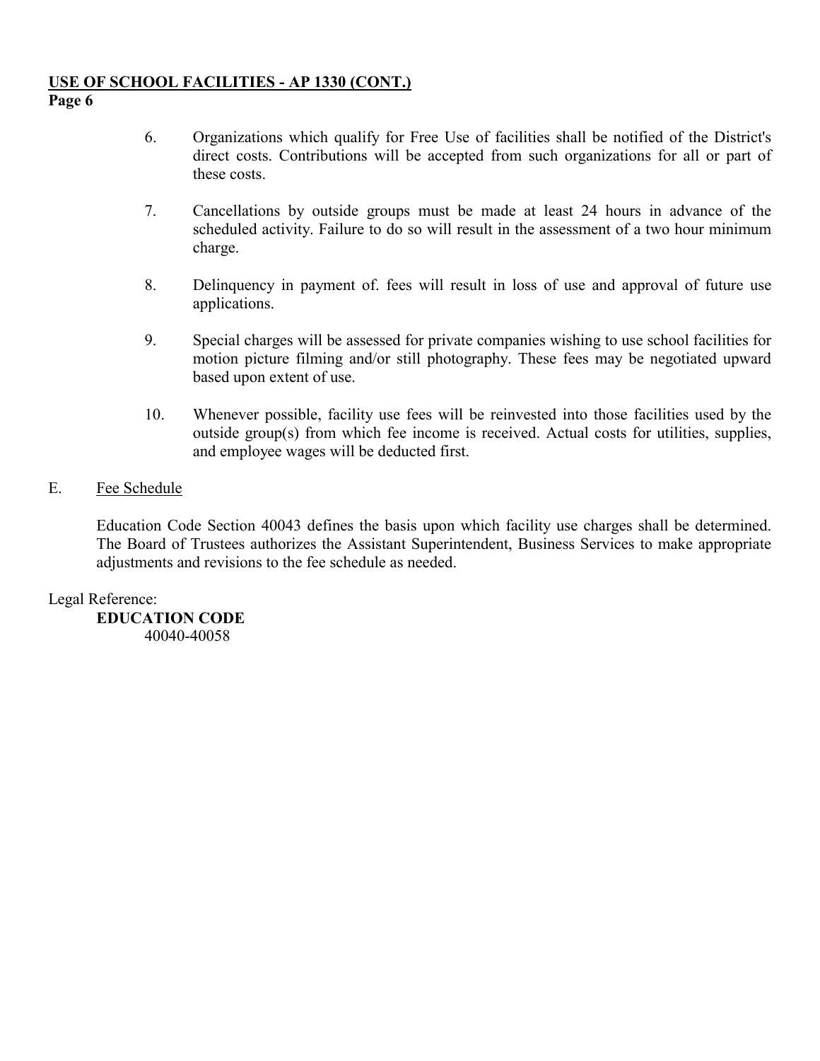6. Organizations which qualify for Free Use of facilities shall be notified of the District's direct costs. Contributions will be accepted from such organizations for all or part of these costs.

7. Cancellations by outside groups must be made at least 24 hours in advance of the scheduled activity. Failure to do so will result in the assessment of a two hour minimum charge.

8. Delinquency in payment of. fees will result in loss of use and approval of future use applications.

9. Special charges will be assessed for private companies wishing to use school facilities for motion picture filming and/or still photography. These fees may be negotiated upward based upon extent of use.

10. Whenever possible, facility use fees will be reinvested into those facilities used by the outside group(s) from which fee income is received. Actual costs for utilities, supplies, and employee wages will be deducted first.

E. Fee Schedule

Education Code Section 40043 defines the basis upon which facility use charges shall be determined. The Board of Trustees authorizes the Assistant Superintendent, Business Services to make appropriate adjustments and revisions to the fee schedule as needed.

Legal Reference:

**EDUCATION CODE**

40040-40058